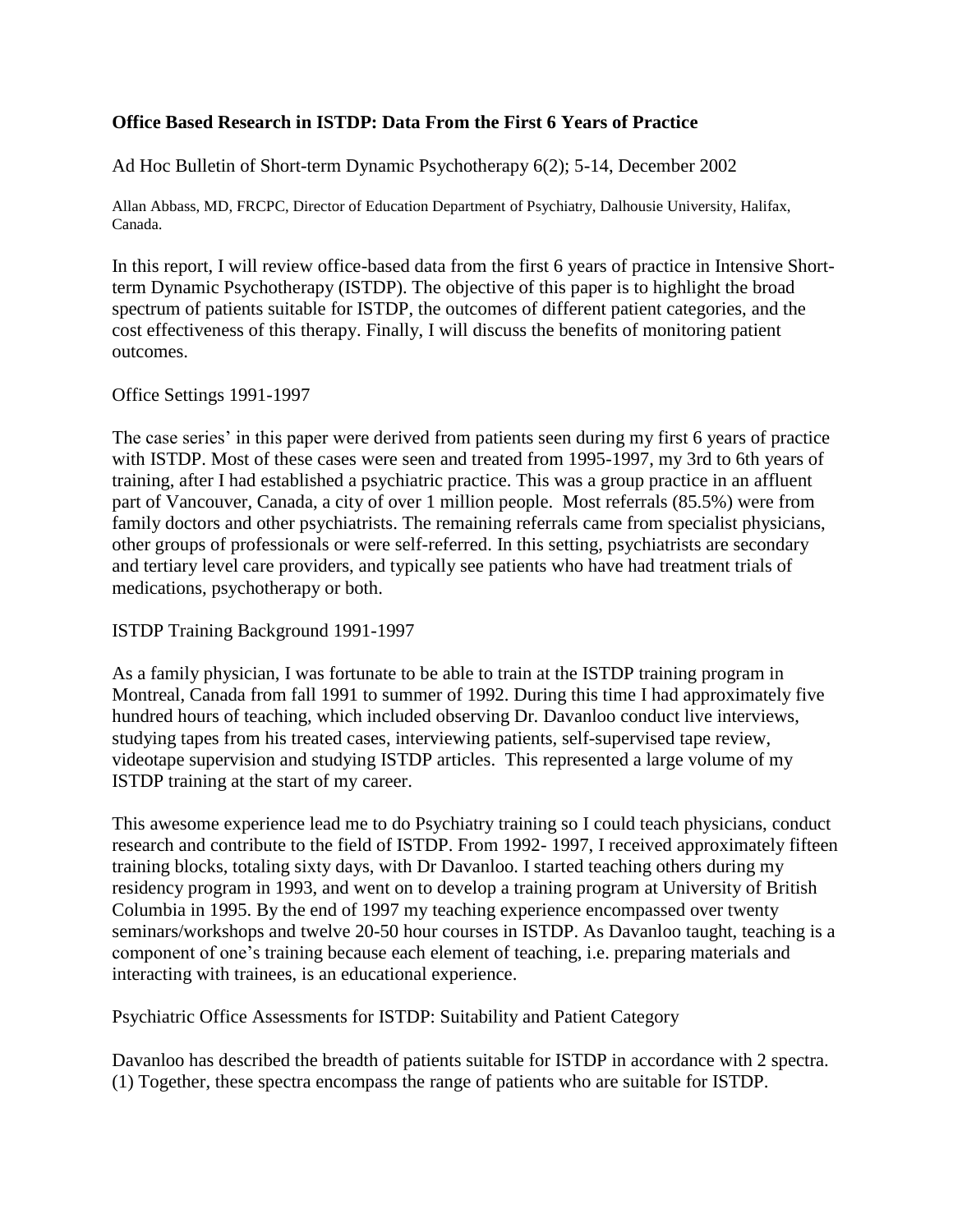**Office Based Research in ISTDP: Data From the First 6 Years of Practice**

Ad Hoc Bulletin of Short-term Dynamic Psychotherapy 6(2); 5-14, December 2002

Allan Abbass, MD, FRCPC, Director of Education Department of Psychiatry, Dalhousie University, Halifax, Canada.

In this report, I will review office-based data from the first 6 years of practice in Intensive Short-term Dynamic Psychotherapy (ISTDP). The objective of this paper is to highlight the broad spectrum of patients suitable for ISTDP, the outcomes of different patient categories, and the cost effectiveness of this therapy. Finally, I will discuss the benefits of monitoring patient outcomes.

Office Settings 1991-1997

The case series' in this paper were derived from patients seen during my first 6 years of practice with ISTDP. Most of these cases were seen and treated from 1995-1997, my 3rd to 6th years of training, after I had established a psychiatric practice. This was a group practice in an affluent part of Vancouver, Canada, a city of over 1 million people. Most referrals (85.5%) were from family doctors and other psychiatrists. The remaining referrals came from specialist physicians, other groups of professionals or were self-referred. In this setting, psychiatrists are secondary and tertiary level care providers, and typically see patients who have had treatment trials of medications, psychotherapy or both.

ISTDP Training Background 1991-1997

As a family physician, I was fortunate to be able to train at the ISTDP training program in Montreal, Canada from fall 1991 to summer of 1992. During this time I had approximately five hundred hours of teaching, which included observing Dr. Davanloo conduct live interviews, studying tapes from his treated cases, interviewing patients, self-supervised tape review, videotape supervision and studying ISTDP articles. This represented a large volume of my ISTDP training at the start of my career.

This awesome experience lead me to do Psychiatry training so I could teach physicians, conduct research and contribute to the field of ISTDP. From 1992- 1997, I received approximately fifteen training blocks, totaling sixty days, with Dr Davanloo. I started teaching others during my residency program in 1993, and went on to develop a training program at University of British Columbia in 1995. By the end of 1997 my teaching experience encompassed over twenty seminars/workshops and twelve 20-50 hour courses in ISTDP. As Davanloo taught, teaching is a component of one's training because each element of teaching, i.e. preparing materials and interacting with trainees, is an educational experience.

Psychiatric Office Assessments for ISTDP: Suitability and Patient Category

Davanloo has described the breadth of patients suitable for ISTDP in accordance with 2 spectra. (1) Together, these spectra encompass the range of patients who are suitable for ISTDP.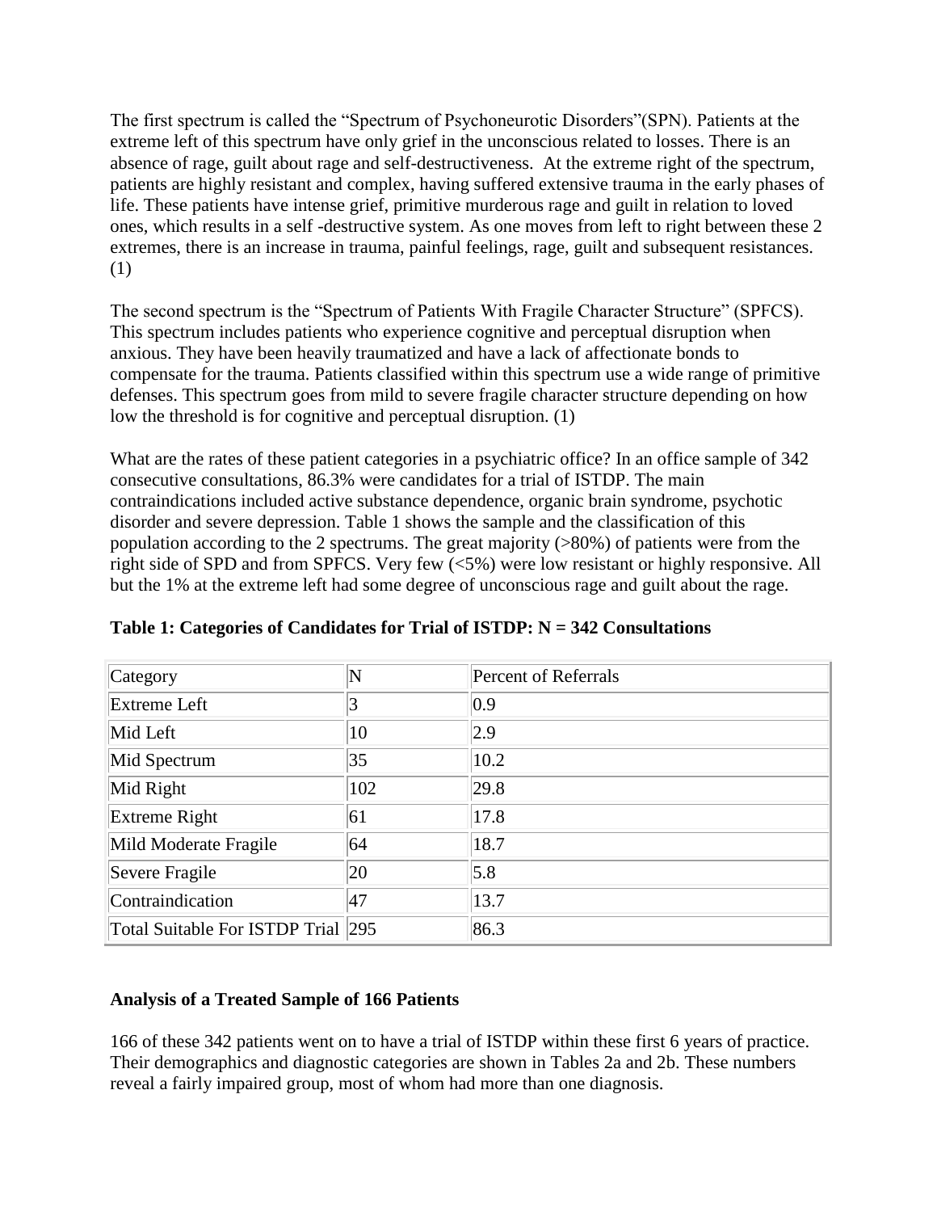The first spectrum is called the "Spectrum of Psychoneurotic Disorders"(SPN). Patients at the extreme left of this spectrum have only grief in the unconscious related to losses. There is an absence of rage, guilt about rage and self-destructiveness. At the extreme right of the spectrum, patients are highly resistant and complex, having suffered extensive trauma in the early phases of life. These patients have intense grief, primitive murderous rage and guilt in relation to loved ones, which results in a self -destructive system. As one moves from left to right between these 2 extremes, there is an increase in trauma, painful feelings, rage, guilt and subsequent resistances. (1)

The second spectrum is the "Spectrum of Patients With Fragile Character Structure" (SPFCS). This spectrum includes patients who experience cognitive and perceptual disruption when anxious. They have been heavily traumatized and have a lack of affectionate bonds to compensate for the trauma. Patients classified within this spectrum use a wide range of primitive defenses. This spectrum goes from mild to severe fragile character structure depending on how low the threshold is for cognitive and perceptual disruption. (1)

What are the rates of these patient categories in a psychiatric office? In an office sample of 342 consecutive consultations, 86.3% were candidates for a trial of ISTDP. The main contraindications included active substance dependence, organic brain syndrome, psychotic disorder and severe depression. Table 1 shows the sample and the classification of this population according to the 2 spectrums. The great majority (>80%) of patients were from the right side of SPD and from SPFCS. Very few (<5%) were low resistant or highly responsive. All but the 1% at the extreme left had some degree of unconscious rage and guilt about the rage.

**Table 1: Categories of Candidates for Trial of ISTDP: N = 342 Consultations**

| Category | N | Percent of Referrals |
|---|---|---|
| Extreme Left | 3 | 0.9 |
| Mid Left | 10 | 2.9 |
| Mid Spectrum | 35 | 10.2 |
| Mid Right | 102 | 29.8 |
| Extreme Right | 61 | 17.8 |
| Mild Moderate Fragile | 64 | 18.7 |
| Severe Fragile | 20 | 5.8 |
| Contraindication | 47 | 13.7 |
| Total Suitable For ISTDP Trial | 295 | 86.3 |

**Analysis of a Treated Sample of 166 Patients**

166 of these 342 patients went on to have a trial of ISTDP within these first 6 years of practice. Their demographics and diagnostic categories are shown in Tables 2a and 2b. These numbers reveal a fairly impaired group, most of whom had more than one diagnosis.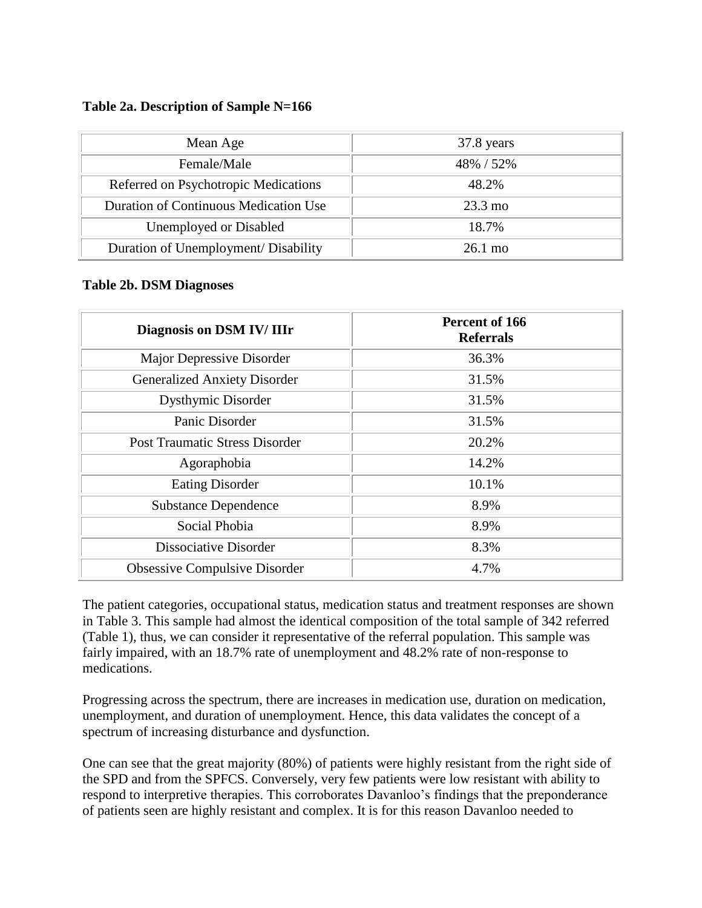**Table 2a. Description of Sample N=166**

| | |
|---|---|
| Mean Age | 37.8 years |
| Female/Male | 48% / 52% |
| Referred on Psychotropic Medications | 48.2% |
| Duration of Continuous Medication Use | 23.3 mo |
| Unemployed or Disabled | 18.7% |
| Duration of Unemployment/ Disability | 26.1 mo |

**Table 2b. DSM Diagnoses**

| Diagnosis on DSM IV/ IIIr | Percent of 166 Referrals |
|---|---|
| Major Depressive Disorder | 36.3% |
| Generalized Anxiety Disorder | 31.5% |
| Dysthymic Disorder | 31.5% |
| Panic Disorder | 31.5% |
| Post Traumatic Stress Disorder | 20.2% |
| Agoraphobia | 14.2% |
| Eating Disorder | 10.1% |
| Substance Dependence | 8.9% |
| Social Phobia | 8.9% |
| Dissociative Disorder | 8.3% |
| Obsessive Compulsive Disorder | 4.7% |

The patient categories, occupational status, medication status and treatment responses are shown in Table 3. This sample had almost the identical composition of the total sample of 342 referred (Table 1), thus, we can consider it representative of the referral population. This sample was fairly impaired, with an 18.7% rate of unemployment and 48.2% rate of non-response to medications.

Progressing across the spectrum, there are increases in medication use, duration on medication, unemployment, and duration of unemployment. Hence, this data validates the concept of a spectrum of increasing disturbance and dysfunction.

One can see that the great majority (80%) of patients were highly resistant from the right side of the SPD and from the SPFCS. Conversely, very few patients were low resistant with ability to respond to interpretive therapies. This corroborates Davanloo's findings that the preponderance of patients seen are highly resistant and complex. It is for this reason Davanloo needed to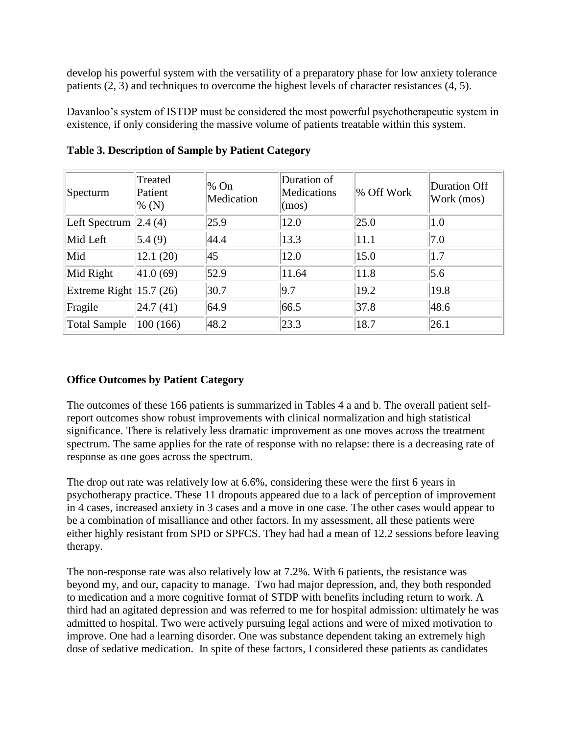develop his powerful system with the versatility of a preparatory phase for low anxiety tolerance patients (2, 3) and techniques to overcome the highest levels of character resistances (4, 5).

Davanloo's system of ISTDP must be considered the most powerful psychotherapeutic system in existence, if only considering the massive volume of patients treatable within this system.

**Table 3. Description of Sample by Patient Category**

| Specturm | Treated Patient % (N) | % On Medication | Duration of Medications (mos) | % Off Work | Duration Off Work (mos) |
|---|---|---|---|---|---|
| Left Spectrum | 2.4 (4) | 25.9 | 12.0 | 25.0 | 1.0 |
| Mid Left | 5.4 (9) | 44.4 | 13.3 | 11.1 | 7.0 |
| Mid | 12.1 (20) | 45 | 12.0 | 15.0 | 1.7 |
| Mid Right | 41.0 (69) | 52.9 | 11.64 | 11.8 | 5.6 |
| Extreme Right | 15.7 (26) | 30.7 | 9.7 | 19.2 | 19.8 |
| Fragile | 24.7 (41) | 64.9 | 66.5 | 37.8 | 48.6 |
| Total Sample | 100 (166) | 48.2 | 23.3 | 18.7 | 26.1 |

**Office Outcomes by Patient Category**

The outcomes of these 166 patients is summarized in Tables 4 a and b. The overall patient self-report outcomes show robust improvements with clinical normalization and high statistical significance. There is relatively less dramatic improvement as one moves across the treatment spectrum. The same applies for the rate of response with no relapse: there is a decreasing rate of response as one goes across the spectrum.

The drop out rate was relatively low at 6.6%, considering these were the first 6 years in psychotherapy practice. These 11 dropouts appeared due to a lack of perception of improvement in 4 cases, increased anxiety in 3 cases and a move in one case. The other cases would appear to be a combination of misalliance and other factors. In my assessment, all these patients were either highly resistant from SPD or SPFCS. They had had a mean of 12.2 sessions before leaving therapy.

The non-response rate was also relatively low at 7.2%. With 6 patients, the resistance was beyond my, and our, capacity to manage. Two had major depression, and, they both responded to medication and a more cognitive format of STDP with benefits including return to work. A third had an agitated depression and was referred to me for hospital admission: ultimately he was admitted to hospital. Two were actively pursuing legal actions and were of mixed motivation to improve. One had a learning disorder. One was substance dependent taking an extremely high dose of sedative medication. In spite of these factors, I considered these patients as candidates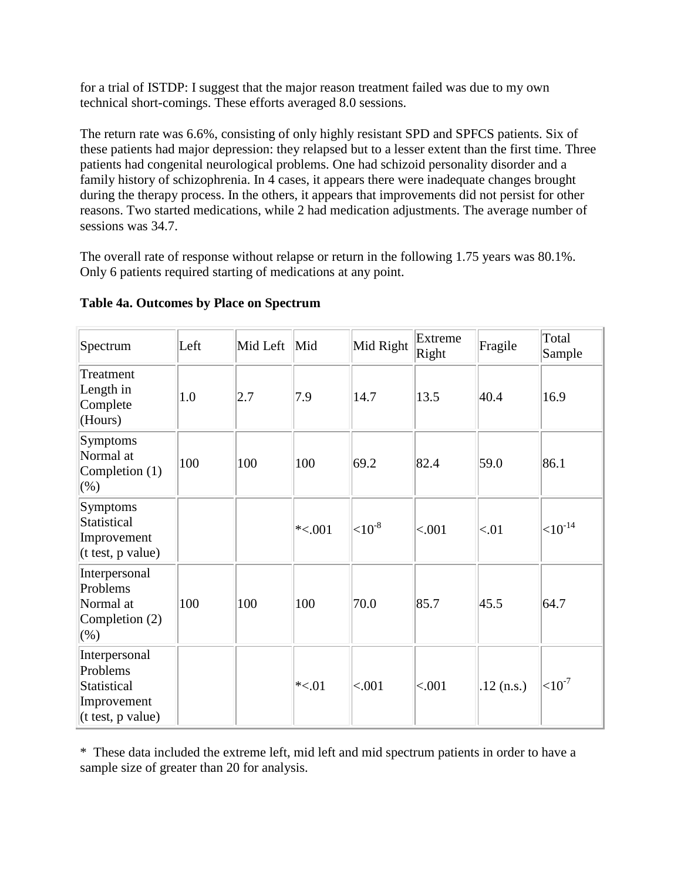for a trial of ISTDP: I suggest that the major reason treatment failed was due to my own technical short-comings. These efforts averaged 8.0 sessions.

The return rate was 6.6%, consisting of only highly resistant SPD and SPFCS patients. Six of these patients had major depression: they relapsed but to a lesser extent than the first time. Three patients had congenital neurological problems. One had schizoid personality disorder and a family history of schizophrenia. In 4 cases, it appears there were inadequate changes brought during the therapy process. In the others, it appears that improvements did not persist for other reasons. Two started medications, while 2 had medication adjustments. The average number of sessions was 34.7.

The overall rate of response without relapse or return in the following 1.75 years was 80.1%. Only 6 patients required starting of medications at any point.

**Table 4a. Outcomes by Place on Spectrum**

| Spectrum | Left | Mid Left | Mid | Mid Right | Extreme Right | Fragile | Total Sample |
|---|---|---|---|---|---|---|---|
| Treatment Length in Complete (Hours) | 1.0 | 2.7 | 7.9 | 14.7 | 13.5 | 40.4 | 16.9 |
| Symptoms Normal at Completion (1) (%) | 100 | 100 | 100 | 69.2 | 82.4 | 59.0 | 86.1 |
| Symptoms Statistical Improvement (t test, p value) | | | *<.001 | $<10^{-8}$ | <.001 | <.01 | $<10^{-14}$ |
| Interpersonal Problems Normal at Completion (2) (%) | 100 | 100 | 100 | 70.0 | 85.7 | 45.5 | 64.7 |
| Interpersonal Problems Statistical Improvement (t test, p value) | | | *<.01 | <.001 | <.001 | .12 (n.s.) | $<10^{-7}$ |

* These data included the extreme left, mid left and mid spectrum patients in order to have a sample size of greater than 20 for analysis.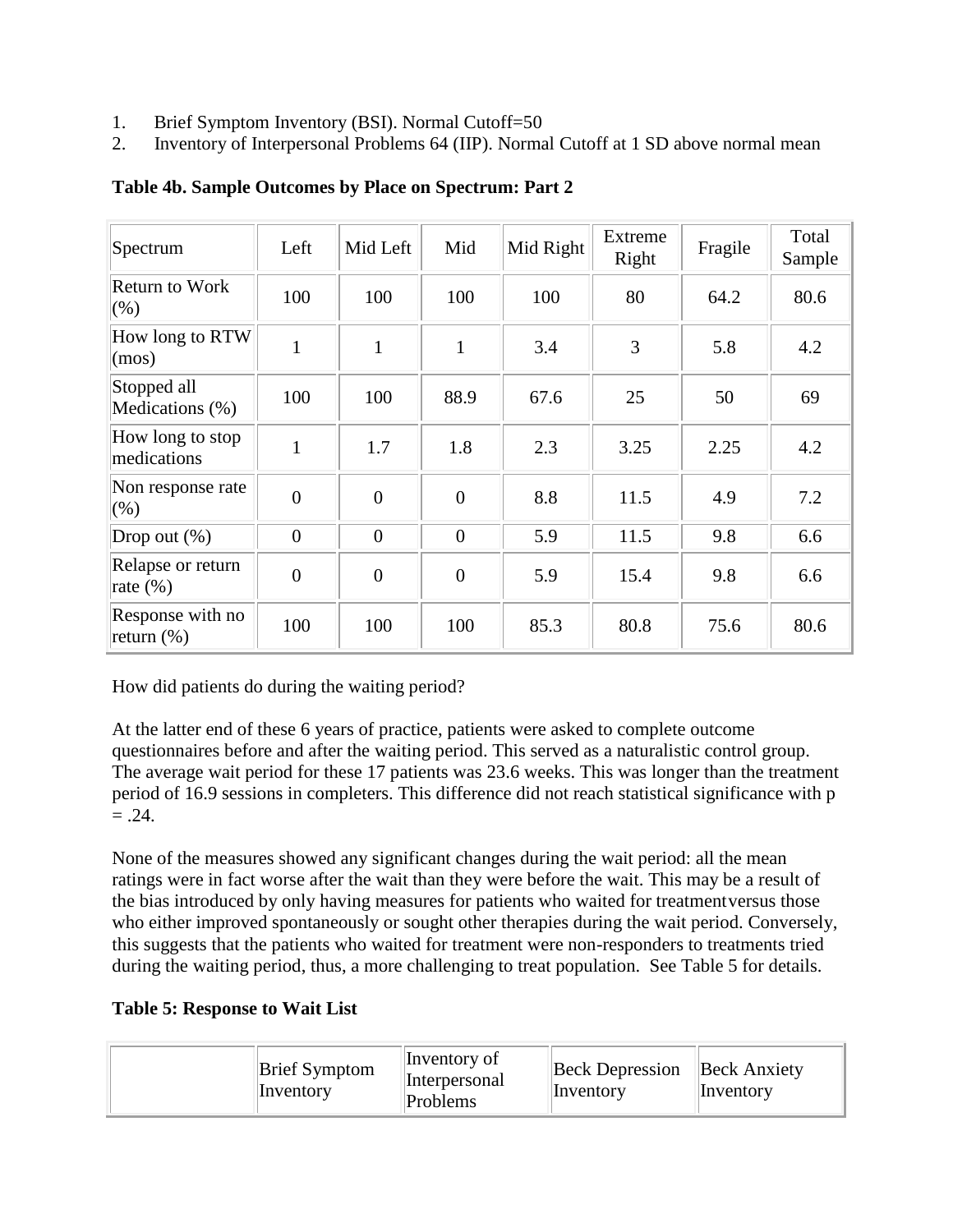1. Brief Symptom Inventory (BSI). Normal Cutoff=50
2. Inventory of Interpersonal Problems 64 (IIP). Normal Cutoff at 1 SD above normal mean

**Table 4b. Sample Outcomes by Place on Spectrum: Part 2**

| Spectrum | Left | Mid Left | Mid | Mid Right | Extreme Right | Fragile | Total Sample |
|---|---|---|---|---|---|---|---|
| Return to Work (%) | 100 | 100 | 100 | 100 | 80 | 64.2 | 80.6 |
| How long to RTW (mos) | 1 | 1 | 1 | 3.4 | 3 | 5.8 | 4.2 |
| Stopped all Medications (%) | 100 | 100 | 88.9 | 67.6 | 25 | 50 | 69 |
| How long to stop medications | 1 | 1.7 | 1.8 | 2.3 | 3.25 | 2.25 | 4.2 |
| Non response rate (%) | 0 | 0 | 0 | 8.8 | 11.5 | 4.9 | 7.2 |
| Drop out (%) | 0 | 0 | 0 | 5.9 | 11.5 | 9.8 | 6.6 |
| Relapse or return rate (%) | 0 | 0 | 0 | 5.9 | 15.4 | 9.8 | 6.6 |
| Response with no return (%) | 100 | 100 | 100 | 85.3 | 80.8 | 75.6 | 80.6 |

How did patients do during the waiting period?

At the latter end of these 6 years of practice, patients were asked to complete outcome questionnaires before and after the waiting period. This served as a naturalistic control group. The average wait period for these 17 patients was 23.6 weeks. This was longer than the treatment period of 16.9 sessions in completers. This difference did not reach statistical significance with $p = .24$.

None of the measures showed any significant changes during the wait period: all the mean ratings were in fact worse after the wait than they were before the wait. This may be a result of the bias introduced by only having measures for patients who waited for treatmentversus those who either improved spontaneously or sought other therapies during the wait period. Conversely, this suggests that the patients who waited for treatment were non-responders to treatments tried during the waiting period, thus, a more challenging to treat population. See Table 5 for details.

**Table 5: Response to Wait List**

| | Brief Symptom Inventory | Inventory of Interpersonal Problems | Beck Depression Inventory | Beck Anxiety Inventory |
|---|---|---|---|---|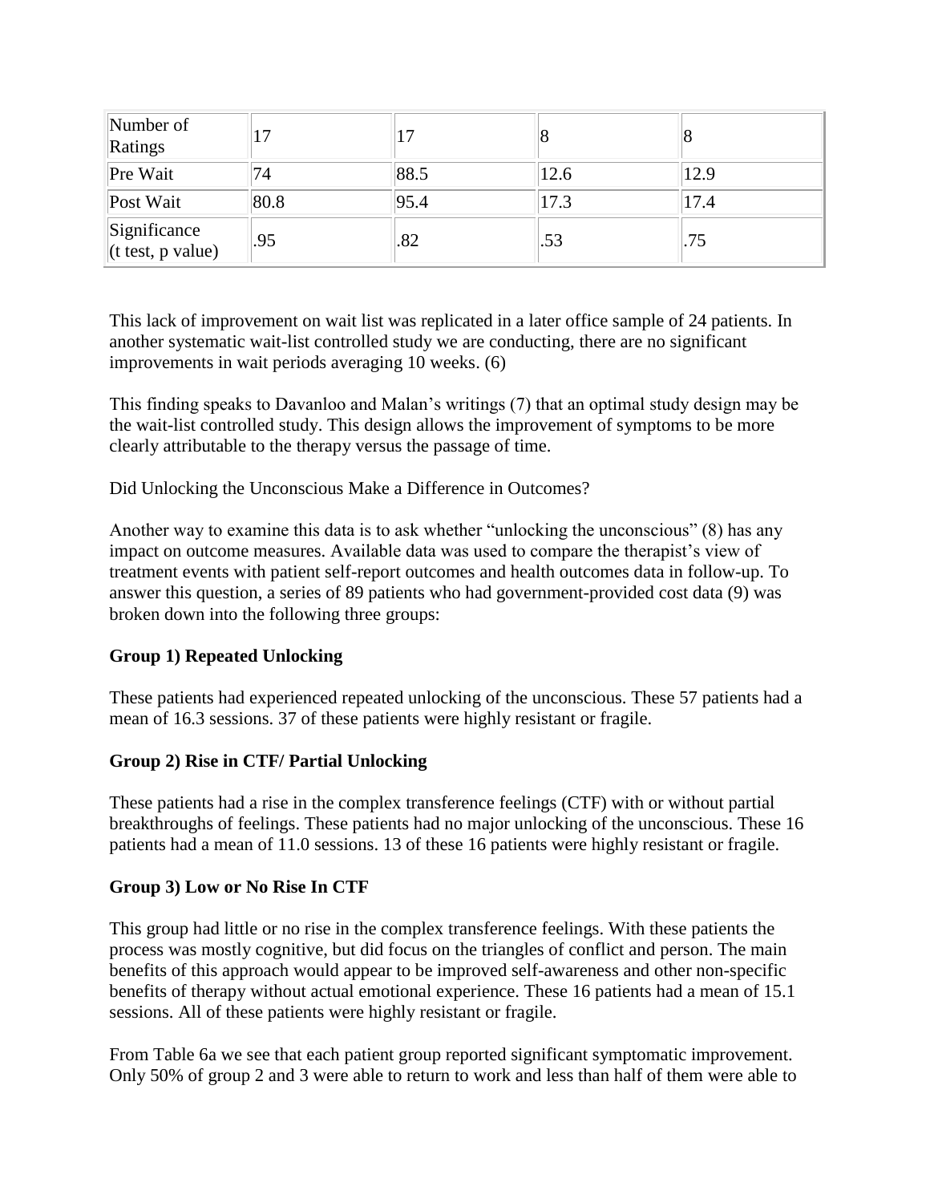| Number of Ratings | 17 | 17 | 8 | 8 |
|---|---|---|---|---|
| Pre Wait | 74 | 88.5 | 12.6 | 12.9 |
| Post Wait | 80.8 | 95.4 | 17.3 | 17.4 |
| Significance (t test, p value) | .95 | .82 | .53 | .75 |

This lack of improvement on wait list was replicated in a later office sample of 24 patients. In another systematic wait-list controlled study we are conducting, there are no significant improvements in wait periods averaging 10 weeks. (6)

This finding speaks to Davanloo and Malan's writings (7) that an optimal study design may be the wait-list controlled study. This design allows the improvement of symptoms to be more clearly attributable to the therapy versus the passage of time.

Did Unlocking the Unconscious Make a Difference in Outcomes?

Another way to examine this data is to ask whether "unlocking the unconscious" (8) has any impact on outcome measures. Available data was used to compare the therapist's view of treatment events with patient self-report outcomes and health outcomes data in follow-up. To answer this question, a series of 89 patients who had government-provided cost data (9) was broken down into the following three groups:

**Group 1) Repeated Unlocking**

These patients had experienced repeated unlocking of the unconscious. These 57 patients had a mean of 16.3 sessions. 37 of these patients were highly resistant or fragile.

**Group 2) Rise in CTF/ Partial Unlocking**

These patients had a rise in the complex transference feelings (CTF) with or without partial breakthroughs of feelings. These patients had no major unlocking of the unconscious. These 16 patients had a mean of 11.0 sessions. 13 of these 16 patients were highly resistant or fragile.

**Group 3) Low or No Rise In CTF**

This group had little or no rise in the complex transference feelings. With these patients the process was mostly cognitive, but did focus on the triangles of conflict and person. The main benefits of this approach would appear to be improved self-awareness and other non-specific benefits of therapy without actual emotional experience. These 16 patients had a mean of 15.1 sessions. All of these patients were highly resistant or fragile.

From Table 6a we see that each patient group reported significant symptomatic improvement. Only 50% of group 2 and 3 were able to return to work and less than half of them were able to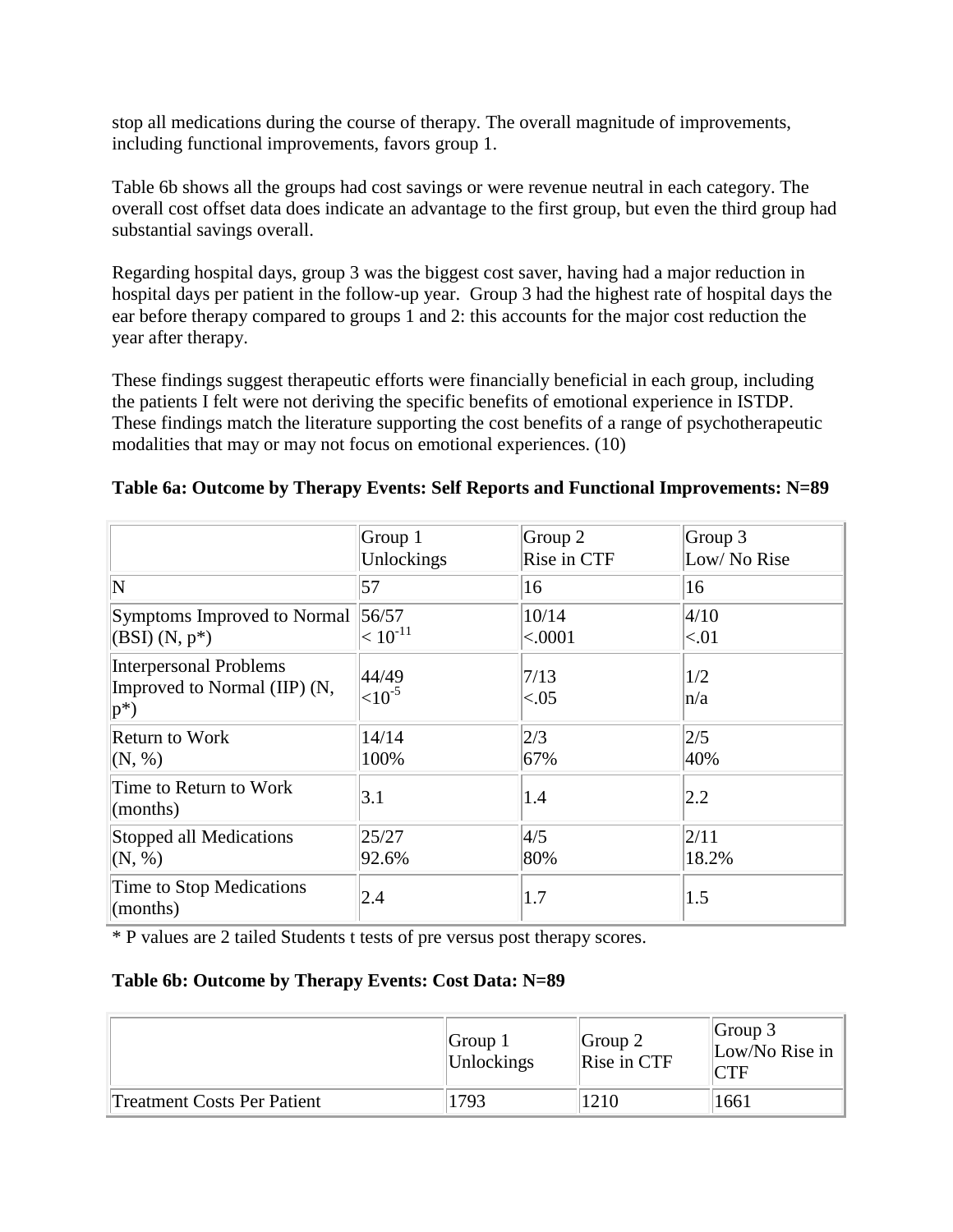stop all medications during the course of therapy. The overall magnitude of improvements, including functional improvements, favors group 1.

Table 6b shows all the groups had cost savings or were revenue neutral in each category. The overall cost offset data does indicate an advantage to the first group, but even the third group had substantial savings overall.

Regarding hospital days, group 3 was the biggest cost saver, having had a major reduction in hospital days per patient in the follow-up year. Group 3 had the highest rate of hospital days the ear before therapy compared to groups 1 and 2: this accounts for the major cost reduction the year after therapy.

These findings suggest therapeutic efforts were financially beneficial in each group, including the patients I felt were not deriving the specific benefits of emotional experience in ISTDP. These findings match the literature supporting the cost benefits of a range of psychotherapeutic modalities that may or may not focus on emotional experiences. (10)

**Table 6a: Outcome by Therapy Events: Self Reports and Functional Improvements: N=89**

| | Group 1 Unlockings | Group 2 Rise in CTF | Group 3 Low/ No Rise |
|---|---|---|---|
| N | 57 | 16 | 16 |
| Symptoms Improved to Normal (BSI) (N, p*) | 56/57 $< 10^{-11}$ | 10/14 <.0001 | 4/10 <.01 |
| Interpersonal Problems Improved to Normal (IIP) (N, p*) | 44/49 $<10^{-5}$ | 7/13 <.05 | 1/2 n/a |
| Return to Work (N, %) | 14/14 100% | 2/3 67% | 2/5 40% |
| Time to Return to Work (months) | 3.1 | 1.4 | 2.2 |
| Stopped all Medications (N, %) | 25/27 92.6% | 4/5 80% | 2/11 18.2% |
| Time to Stop Medications (months) | 2.4 | 1.7 | 1.5 |

* P values are 2 tailed Students t tests of pre versus post therapy scores.

**Table 6b: Outcome by Therapy Events: Cost Data: N=89**

| | Group 1 Unlockings | Group 2 Rise in CTF | Group 3 Low/No Rise in CTF |
|---|---|---|---|
| Treatment Costs Per Patient | 1793 | 1210 | 1661 |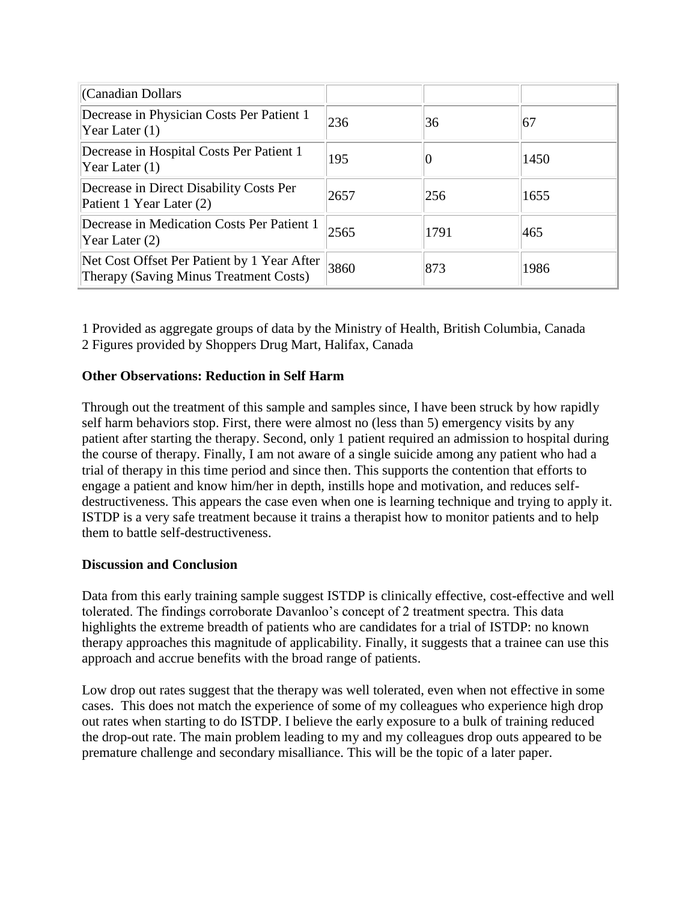| (Canadian Dollars | | | |
|---|---|---|---|
| Decrease in Physician Costs Per Patient 1 Year Later (1) | 236 | 36 | 67 |
| Decrease in Hospital Costs Per Patient 1 Year Later (1) | 195 | 0 | 1450 |
| Decrease in Direct Disability Costs Per Patient 1 Year Later (2) | 2657 | 256 | 1655 |
| Decrease in Medication Costs Per Patient 1 Year Later (2) | 2565 | 1791 | 465 |
| Net Cost Offset Per Patient by 1 Year After Therapy (Saving Minus Treatment Costs) | 3860 | 873 | 1986 |

1 Provided as aggregate groups of data by the Ministry of Health, British Columbia, Canada
2 Figures provided by Shoppers Drug Mart, Halifax, Canada

**Other Observations: Reduction in Self Harm**

Through out the treatment of this sample and samples since, I have been struck by how rapidly self harm behaviors stop. First, there were almost no (less than 5) emergency visits by any patient after starting the therapy. Second, only 1 patient required an admission to hospital during the course of therapy. Finally, I am not aware of a single suicide among any patient who had a trial of therapy in this time period and since then. This supports the contention that efforts to engage a patient and know him/her in depth, instills hope and motivation, and reduces self-destructiveness. This appears the case even when one is learning technique and trying to apply it. ISTDP is a very safe treatment because it trains a therapist how to monitor patients and to help them to battle self-destructiveness.

**Discussion and Conclusion**

Data from this early training sample suggest ISTDP is clinically effective, cost-effective and well tolerated. The findings corroborate Davanloo's concept of 2 treatment spectra. This data highlights the extreme breadth of patients who are candidates for a trial of ISTDP: no known therapy approaches this magnitude of applicability. Finally, it suggests that a trainee can use this approach and accrue benefits with the broad range of patients.

Low drop out rates suggest that the therapy was well tolerated, even when not effective in some cases. This does not match the experience of some of my colleagues who experience high drop out rates when starting to do ISTDP. I believe the early exposure to a bulk of training reduced the drop-out rate. The main problem leading to my and my colleagues drop outs appeared to be premature challenge and secondary misalliance. This will be the topic of a later paper.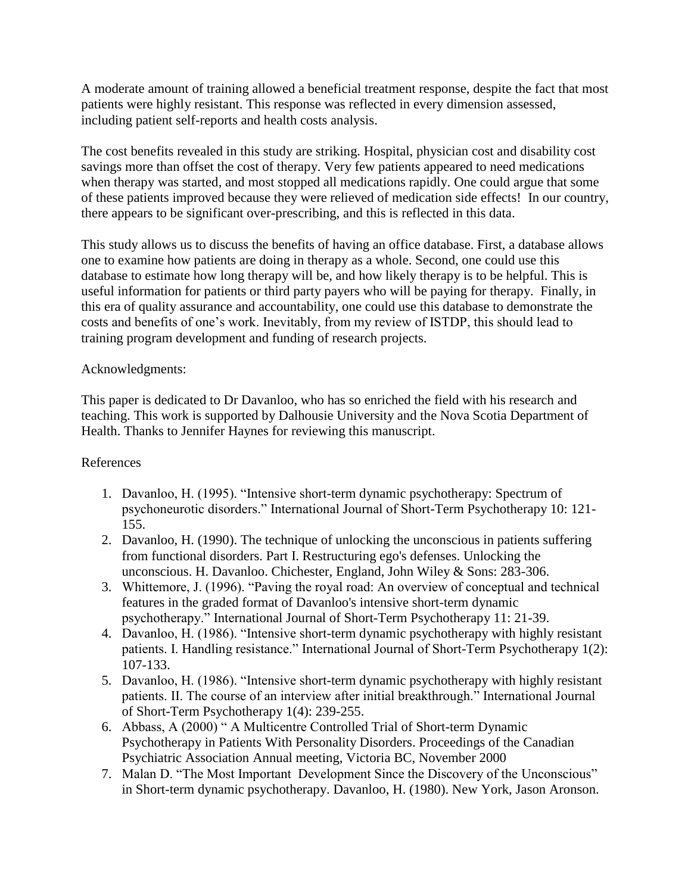A moderate amount of training allowed a beneficial treatment response, despite the fact that most patients were highly resistant. This response was reflected in every dimension assessed, including patient self-reports and health costs analysis.

The cost benefits revealed in this study are striking. Hospital, physician cost and disability cost savings more than offset the cost of therapy. Very few patients appeared to need medications when therapy was started, and most stopped all medications rapidly. One could argue that some of these patients improved because they were relieved of medication side effects! In our country, there appears to be significant over-prescribing, and this is reflected in this data.

This study allows us to discuss the benefits of having an office database. First, a database allows one to examine how patients are doing in therapy as a whole. Second, one could use this database to estimate how long therapy will be, and how likely therapy is to be helpful. This is useful information for patients or third party payers who will be paying for therapy. Finally, in this era of quality assurance and accountability, one could use this database to demonstrate the costs and benefits of one's work. Inevitably, from my review of ISTDP, this should lead to training program development and funding of research projects.

Acknowledgments:

This paper is dedicated to Dr Davanloo, who has so enriched the field with his research and teaching. This work is supported by Dalhousie University and the Nova Scotia Department of Health. Thanks to Jennifer Haynes for reviewing this manuscript.

References

1. Davanloo, H. (1995). "Intensive short-term dynamic psychotherapy: Spectrum of psychoneurotic disorders." International Journal of Short-Term Psychotherapy 10: 121-155.
2. Davanloo, H. (1990). The technique of unlocking the unconscious in patients suffering from functional disorders. Part I. Restructuring ego's defenses. Unlocking the unconscious. H. Davanloo. Chichester, England, John Wiley & Sons: 283-306.
3. Whittemore, J. (1996). "Paving the royal road: An overview of conceptual and technical features in the graded format of Davanloo's intensive short-term dynamic psychotherapy." International Journal of Short-Term Psychotherapy 11: 21-39.
4. Davanloo, H. (1986). "Intensive short-term dynamic psychotherapy with highly resistant patients. I. Handling resistance." International Journal of Short-Term Psychotherapy 1(2): 107-133.
5. Davanloo, H. (1986). "Intensive short-term dynamic psychotherapy with highly resistant patients. II. The course of an interview after initial breakthrough." International Journal of Short-Term Psychotherapy 1(4): 239-255.
6. Abbass, A (2000) " A Multicentre Controlled Trial of Short-term Dynamic Psychotherapy in Patients With Personality Disorders. Proceedings of the Canadian Psychiatric Association Annual meeting, Victoria BC, November 2000
7. Malan D. "The Most Important Development Since the Discovery of the Unconscious" in Short-term dynamic psychotherapy. Davanloo, H. (1980). New York, Jason Aronson.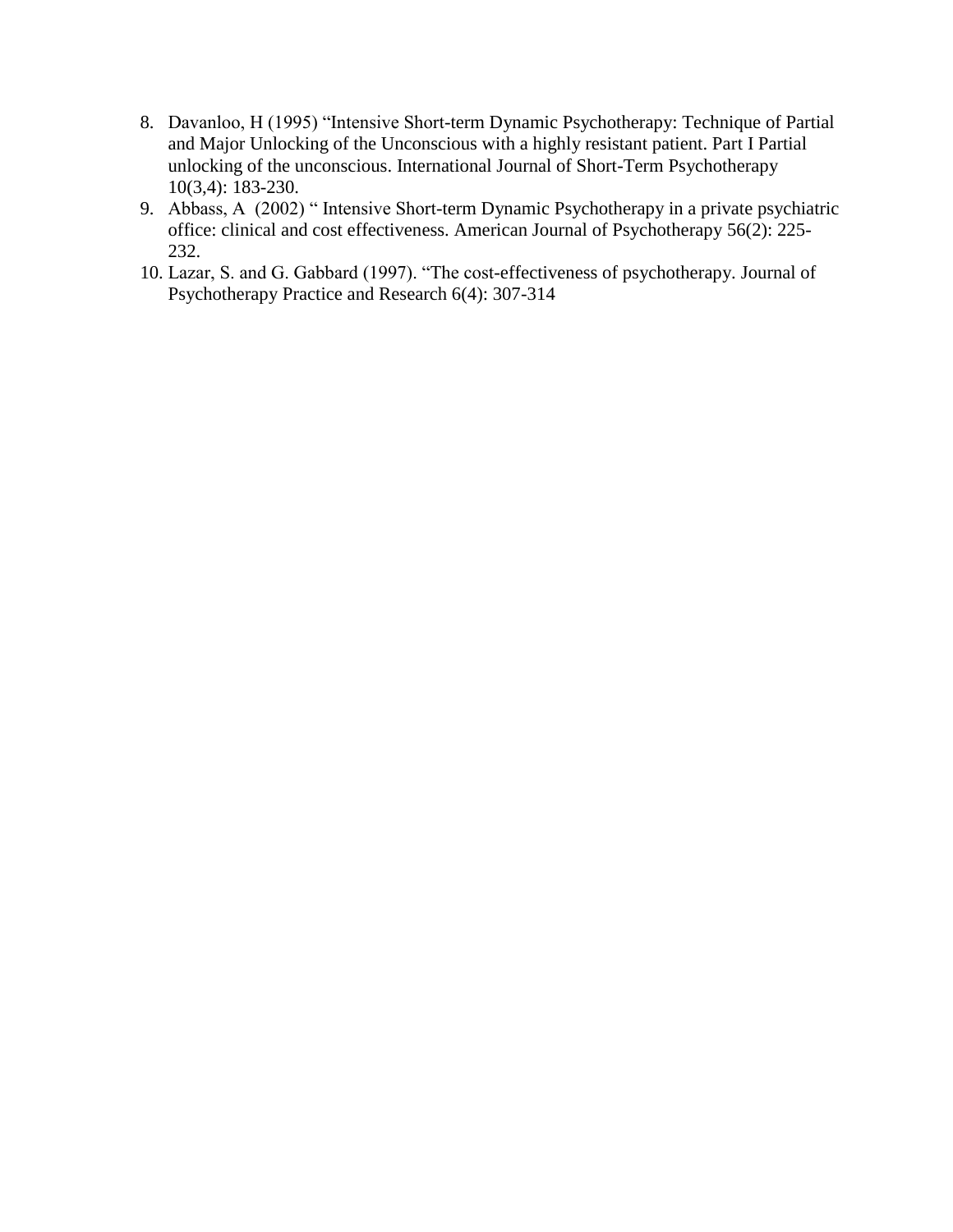8. Davanloo, H (1995) "Intensive Short-term Dynamic Psychotherapy: Technique of Partial and Major Unlocking of the Unconscious with a highly resistant patient. Part I Partial unlocking of the unconscious. International Journal of Short-Term Psychotherapy 10(3,4): 183-230.
9. Abbass, A (2002) " Intensive Short-term Dynamic Psychotherapy in a private psychiatric office: clinical and cost effectiveness. American Journal of Psychotherapy 56(2): 225-232.
10. Lazar, S. and G. Gabbard (1997). "The cost-effectiveness of psychotherapy. Journal of Psychotherapy Practice and Research 6(4): 307-314